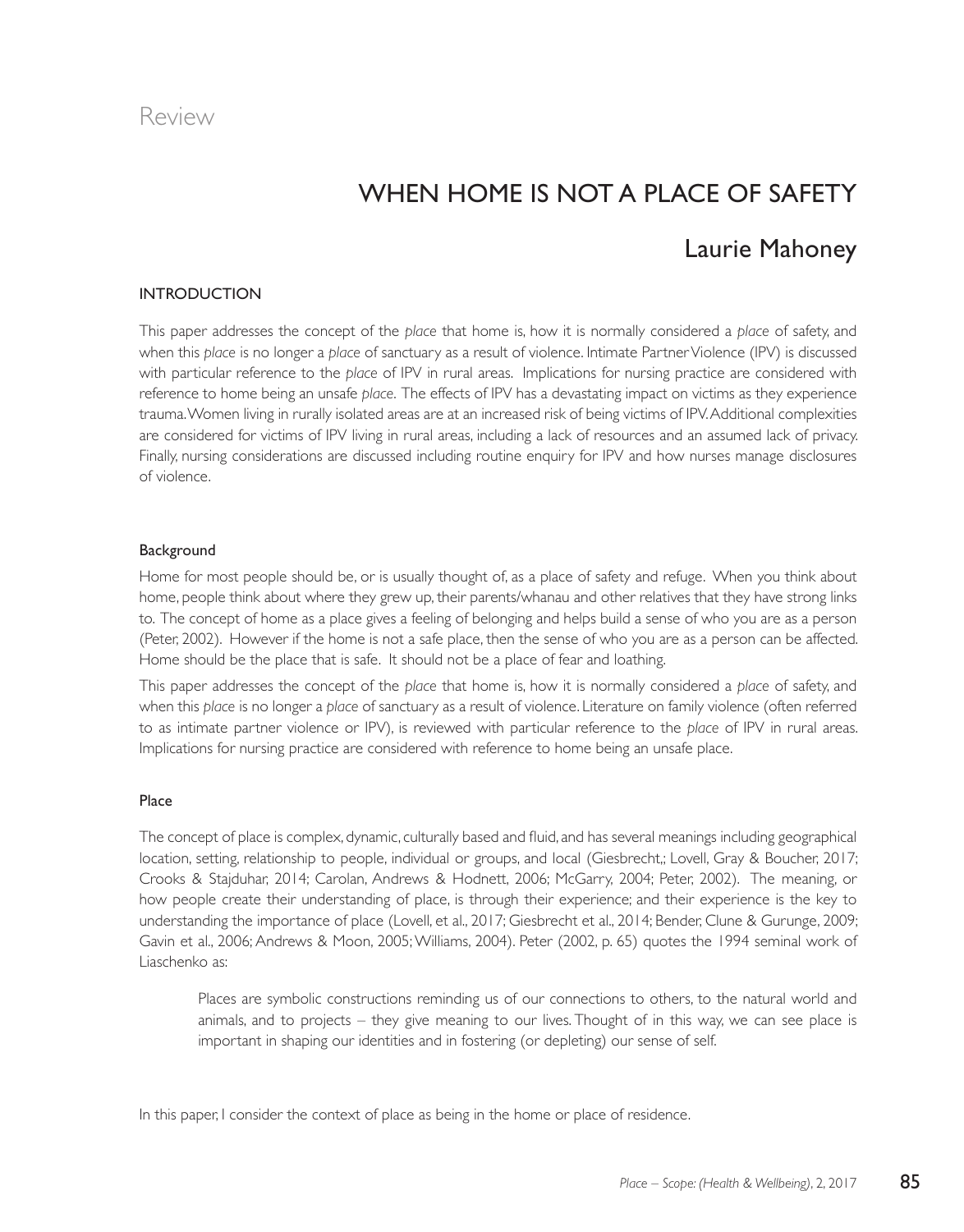Review

# WHEN HOME IS NOT A PLACE OF SAFETY

## Laurie Mahoney

### INTRODUCTION

This paper addresses the concept of the *place* that home is, how it is normally considered a *place* of safety, and when this *place* is no longer a *place* of sanctuary as a result of violence. Intimate Partner Violence (IPV) is discussed with particular reference to the *place* of IPV in rural areas. Implications for nursing practice are considered with reference to home being an unsafe *place*. The effects of IPV has a devastating impact on victims as they experience trauma. Women living in rurally isolated areas are at an increased risk of being victims of IPV. Additional complexities are considered for victims of IPV living in rural areas, including a lack of resources and an assumed lack of privacy. Finally, nursing considerations are discussed including routine enquiry for IPV and how nurses manage disclosures of violence.

### Background

Home for most people should be, or is usually thought of, as a place of safety and refuge. When you think about home, people think about where they grew up, their parents/whanau and other relatives that they have strong links to. The concept of home as a place gives a feeling of belonging and helps build a sense of who you are as a person (Peter, 2002). However if the home is not a safe place, then the sense of who you are as a person can be affected. Home should be the place that is safe. It should not be a place of fear and loathing.

This paper addresses the concept of the *place* that home is, how it is normally considered a *place* of safety, and when this *place* is no longer a *place* of sanctuary as a result of violence. Literature on family violence (often referred to as intimate partner violence or IPV), is reviewed with particular reference to the *place* of IPV in rural areas. Implications for nursing practice are considered with reference to home being an unsafe place.

### Place

The concept of place is complex, dynamic, culturally based and fluid, and has several meanings including geographical location, setting, relationship to people, individual or groups, and local (Giesbrecht,; Lovell, Gray & Boucher, 2017; Crooks & Stajduhar, 2014; Carolan, Andrews & Hodnett, 2006; McGarry, 2004; Peter, 2002). The meaning, or how people create their understanding of place, is through their experience; and their experience is the key to understanding the importance of place (Lovell, et al., 2017; Giesbrecht et al., 2014; Bender, Clune & Gurunge, 2009; Gavin et al., 2006; Andrews & Moon, 2005; Williams, 2004). Peter (2002, p. 65) quotes the 1994 seminal work of Liaschenko as:

> Places are symbolic constructions reminding us of our connections to others, to the natural world and animals, and to projects – they give meaning to our lives. Thought of in this way, we can see place is important in shaping our identities and in fostering (or depleting) our sense of self.

In this paper, I consider the context of place as being in the home or place of residence.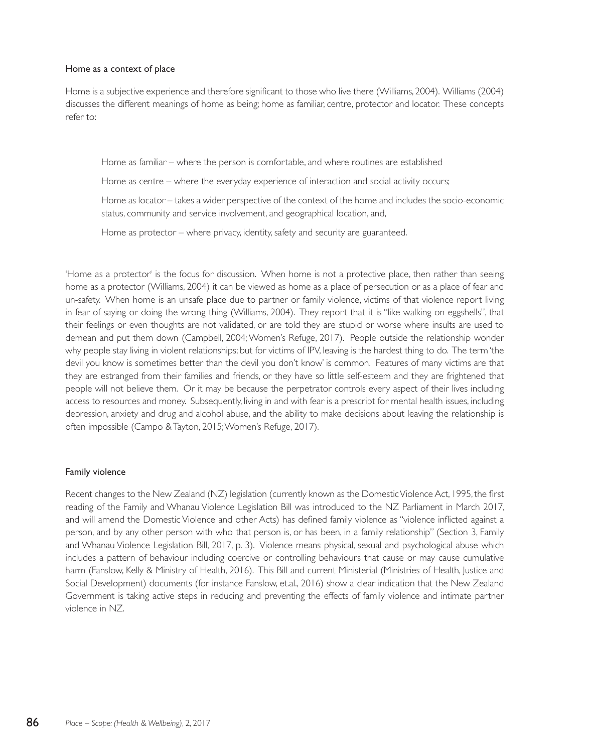### Home as a context of place

Home is a subjective experience and therefore significant to those who live there (Williams, 2004). Williams (2004) discusses the different meanings of home as being; home as familiar, centre, protector and locator. These concepts refer to:

> Home as familiar – where the person is comfortable, and where routines are established
>
> Home as centre – where the everyday experience of interaction and social activity occurs;
>
> Home as locator – takes a wider perspective of the context of the home and includes the socio-economic status, community and service involvement, and geographical location, and,
>
> Home as protector – where privacy, identity, safety and security are guaranteed.

'Home as a protector' is the focus for discussion. When home is not a protective place, then rather than seeing home as a protector (Williams, 2004) it can be viewed as home as a place of persecution or as a place of fear and un-safety. When home is an unsafe place due to partner or family violence, victims of that violence report living in fear of saying or doing the wrong thing (Williams, 2004). They report that it is "like walking on eggshells", that their feelings or even thoughts are not validated, or are told they are stupid or worse where insults are used to demean and put them down (Campbell, 2004; Women's Refuge, 2017). People outside the relationship wonder why people stay living in violent relationships; but for victims of IPV, leaving is the hardest thing to do. The term 'the devil you know is sometimes better than the devil you don't know' is common. Features of many victims are that they are estranged from their families and friends, or they have so little self-esteem and they are frightened that people will not believe them. Or it may be because the perpetrator controls every aspect of their lives including access to resources and money. Subsequently, living in and with fear is a prescript for mental health issues, including depression, anxiety and drug and alcohol abuse, and the ability to make decisions about leaving the relationship is often impossible (Campo & Tayton, 2015; Women's Refuge, 2017).

### Family violence

Recent changes to the New Zealand (NZ) legislation (currently known as the Domestic Violence Act, 1995, the first reading of the Family and Whanau Violence Legislation Bill was introduced to the NZ Parliament in March 2017, and will amend the Domestic Violence and other Acts) has defined family violence as "violence inflicted against a person, and by any other person with who that person is, or has been, in a family relationship" (Section 3, Family and Whanau Violence Legislation Bill, 2017, p. 3). Violence means physical, sexual and psychological abuse which includes a pattern of behaviour including coercive or controlling behaviours that cause or may cause cumulative harm (Fanslow, Kelly & Ministry of Health, 2016). This Bill and current Ministerial (Ministries of Health, Justice and Social Development) documents (for instance Fanslow, et.al., 2016) show a clear indication that the New Zealand Government is taking active steps in reducing and preventing the effects of family violence and intimate partner violence in NZ.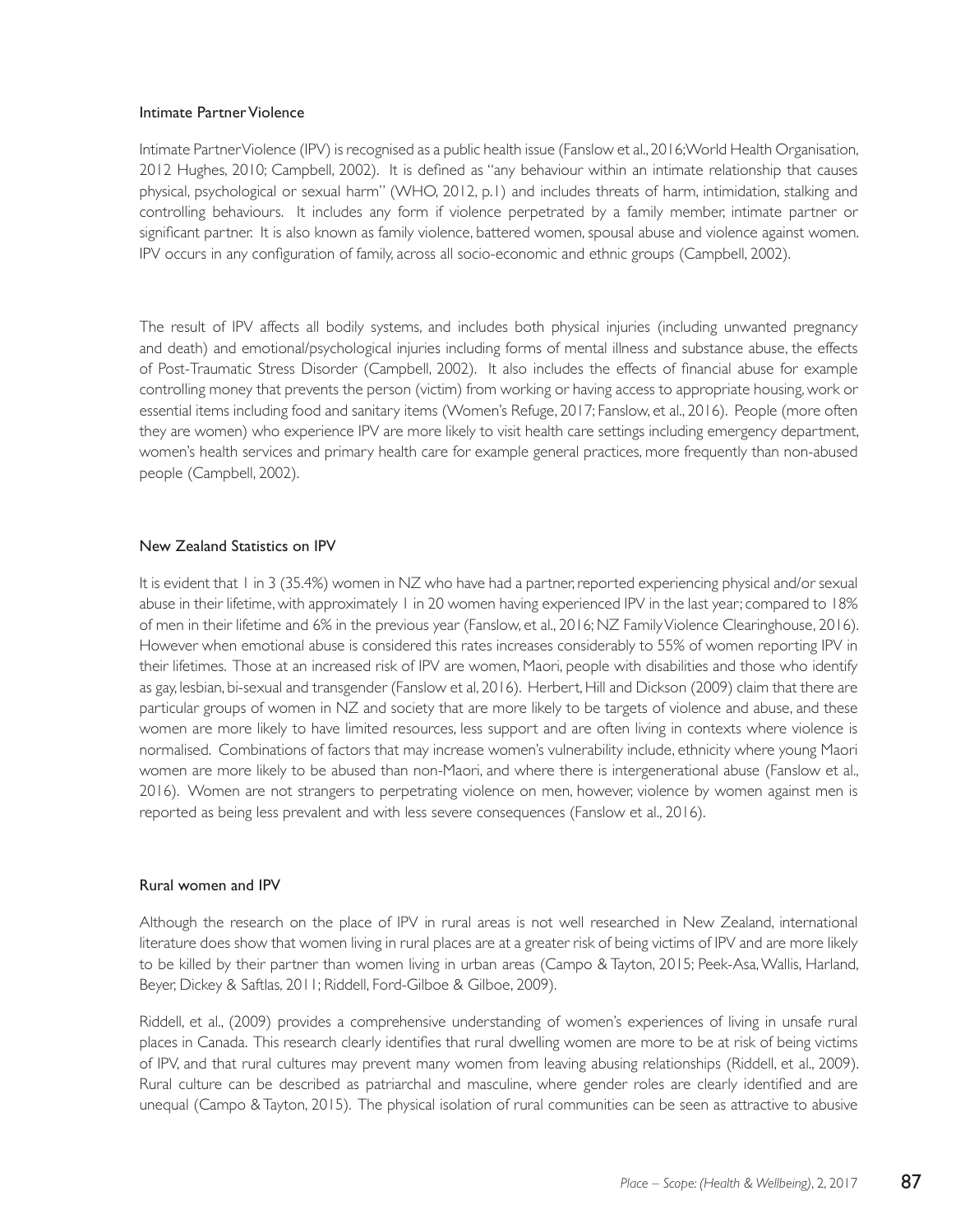### Intimate Partner Violence

Intimate Partner Violence (IPV) is recognised as a public health issue (Fanslow et al., 2016; World Health Organisation, 2012 Hughes, 2010; Campbell, 2002). It is defined as "any behaviour within an intimate relationship that causes physical, psychological or sexual harm" (WHO, 2012, p.1) and includes threats of harm, intimidation, stalking and controlling behaviours. It includes any form if violence perpetrated by a family member, intimate partner or significant partner. It is also known as family violence, battered women, spousal abuse and violence against women. IPV occurs in any configuration of family, across all socio-economic and ethnic groups (Campbell, 2002).

The result of IPV affects all bodily systems, and includes both physical injuries (including unwanted pregnancy and death) and emotional/psychological injuries including forms of mental illness and substance abuse, the effects of Post-Traumatic Stress Disorder (Campbell, 2002). It also includes the effects of financial abuse for example controlling money that prevents the person (victim) from working or having access to appropriate housing, work or essential items including food and sanitary items (Women's Refuge, 2017; Fanslow, et al., 2016). People (more often they are women) who experience IPV are more likely to visit health care settings including emergency department, women's health services and primary health care for example general practices, more frequently than non-abused people (Campbell, 2002).

### New Zealand Statistics on IPV

It is evident that 1 in 3 (35.4%) women in NZ who have had a partner, reported experiencing physical and/or sexual abuse in their lifetime, with approximately 1 in 20 women having experienced IPV in the last year; compared to 18% of men in their lifetime and 6% in the previous year (Fanslow, et al., 2016; NZ Family Violence Clearinghouse, 2016). However when emotional abuse is considered this rates increases considerably to 55% of women reporting IPV in their lifetimes. Those at an increased risk of IPV are women, Maori, people with disabilities and those who identify as gay, lesbian, bi-sexual and transgender (Fanslow et al, 2016). Herbert, Hill and Dickson (2009) claim that there are particular groups of women in NZ and society that are more likely to be targets of violence and abuse, and these women are more likely to have limited resources, less support and are often living in contexts where violence is normalised. Combinations of factors that may increase women's vulnerability include, ethnicity where young Maori women are more likely to be abused than non-Maori, and where there is intergenerational abuse (Fanslow et al., 2016). Women are not strangers to perpetrating violence on men, however, violence by women against men is reported as being less prevalent and with less severe consequences (Fanslow et al., 2016).

### Rural women and IPV

Although the research on the place of IPV in rural areas is not well researched in New Zealand, international literature does show that women living in rural places are at a greater risk of being victims of IPV and are more likely to be killed by their partner than women living in urban areas (Campo & Tayton, 2015; Peek-Asa, Wallis, Harland, Beyer, Dickey & Saftlas, 2011; Riddell, Ford-Gilboe & Gilboe, 2009).

Riddell, et al., (2009) provides a comprehensive understanding of women's experiences of living in unsafe rural places in Canada. This research clearly identifies that rural dwelling women are more to be at risk of being victims of IPV, and that rural cultures may prevent many women from leaving abusing relationships (Riddell, et al., 2009). Rural culture can be described as patriarchal and masculine, where gender roles are clearly identified and are unequal (Campo & Tayton, 2015). The physical isolation of rural communities can be seen as attractive to abusive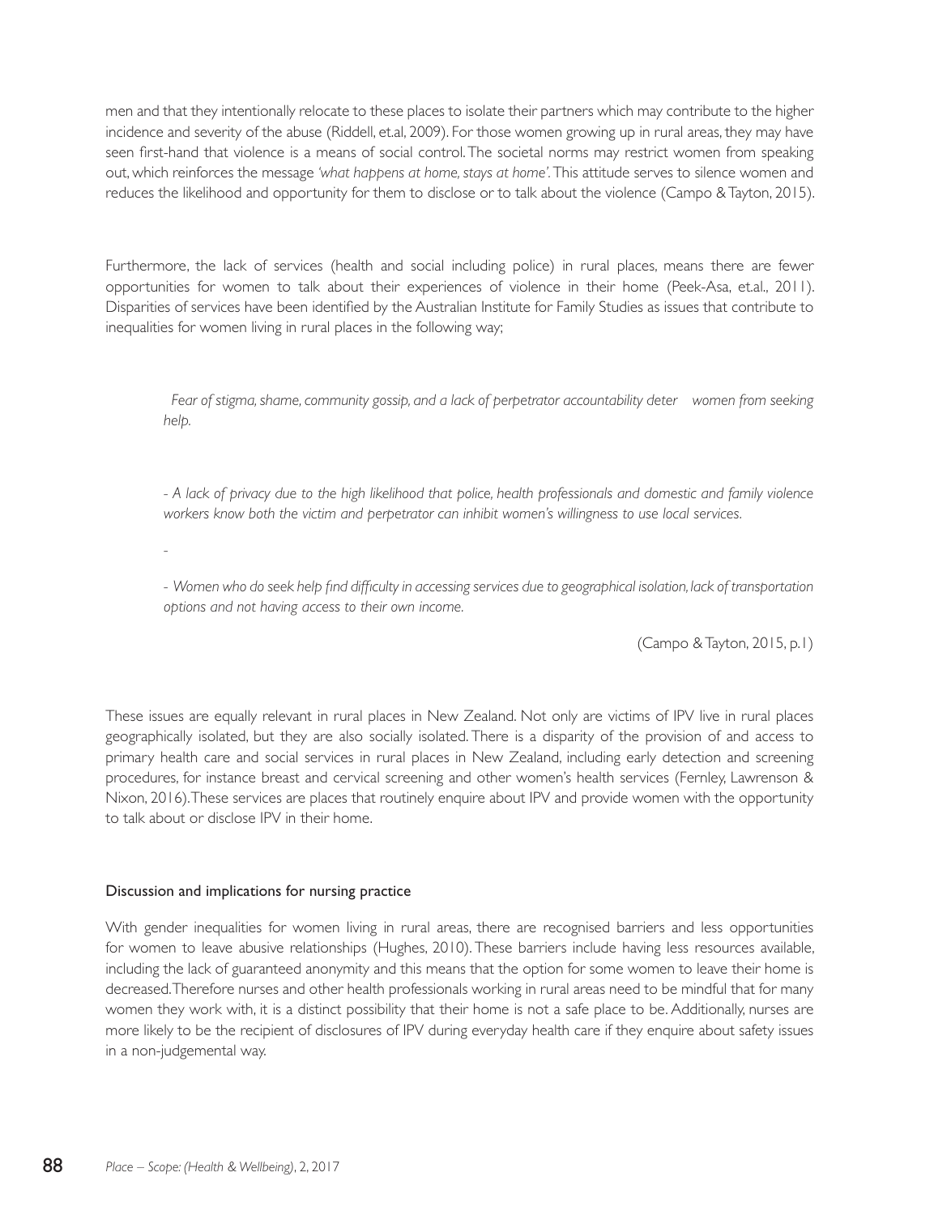men and that they intentionally relocate to these places to isolate their partners which may contribute to the higher incidence and severity of the abuse (Riddell, et.al, 2009). For those women growing up in rural areas, they may have seen first-hand that violence is a means of social control. The societal norms may restrict women from speaking out, which reinforces the message *'what happens at home, stays at home'*. This attitude serves to silence women and reduces the likelihood and opportunity for them to disclose or to talk about the violence (Campo & Tayton, 2015).

Furthermore, the lack of services (health and social including police) in rural places, means there are fewer opportunities for women to talk about their experiences of violence in their home (Peek-Asa, et.al., 2011). Disparities of services have been identified by the Australian Institute for Family Studies as issues that contribute to inequalities for women living in rural places in the following way;

> *Fear of stigma, shame, community gossip, and a lack of perpetrator accountability deter women from seeking help.*
>
> *- A lack of privacy due to the high likelihood that police, health professionals and domestic and family violence workers know both the victim and perpetrator can inhibit women's willingness to use local services.*
>
> -
>
> *- Women who do seek help find difficulty in accessing services due to geographical isolation, lack of transportation options and not having access to their own income.*
>
> (Campo & Tayton, 2015, p.1)

These issues are equally relevant in rural places in New Zealand. Not only are victims of IPV live in rural places geographically isolated, but they are also socially isolated. There is a disparity of the provision of and access to primary health care and social services in rural places in New Zealand, including early detection and screening procedures, for instance breast and cervical screening and other women's health services (Fernley, Lawrenson & Nixon, 2016). These services are places that routinely enquire about IPV and provide women with the opportunity to talk about or disclose IPV in their home.

## Discussion and implications for nursing practice

With gender inequalities for women living in rural areas, there are recognised barriers and less opportunities for women to leave abusive relationships (Hughes, 2010). These barriers include having less resources available, including the lack of guaranteed anonymity and this means that the option for some women to leave their home is decreased. Therefore nurses and other health professionals working in rural areas need to be mindful that for many women they work with, it is a distinct possibility that their home is not a safe place to be. Additionally, nurses are more likely to be the recipient of disclosures of IPV during everyday health care if they enquire about safety issues in a non-judgemental way.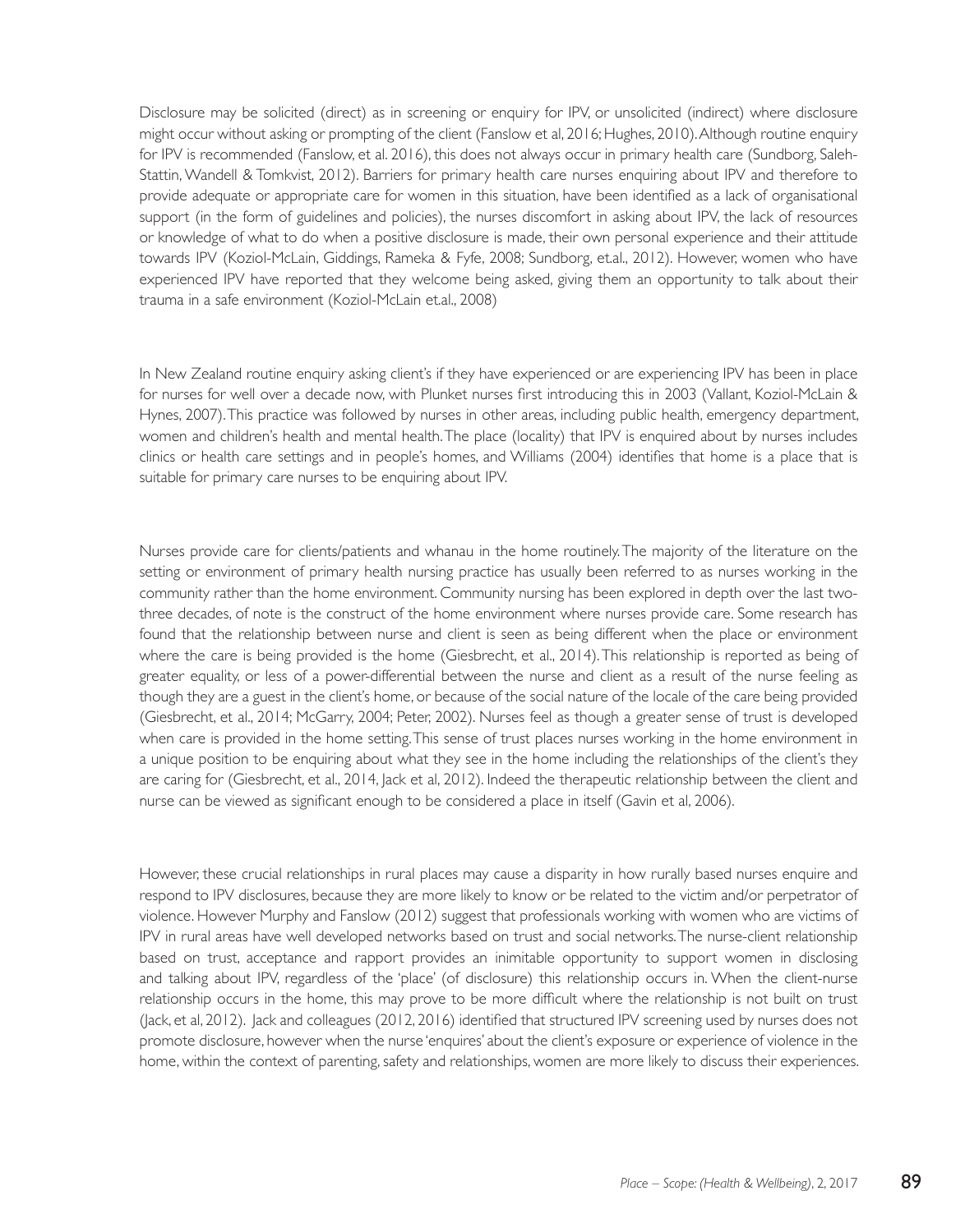Disclosure may be solicited (direct) as in screening or enquiry for IPV, or unsolicited (indirect) where disclosure might occur without asking or prompting of the client (Fanslow et al, 2016; Hughes, 2010). Although routine enquiry for IPV is recommended (Fanslow, et al. 2016), this does not always occur in primary health care (Sundborg, Saleh-Stattin, Wandell & Tomkvist, 2012). Barriers for primary health care nurses enquiring about IPV and therefore to provide adequate or appropriate care for women in this situation, have been identified as a lack of organisational support (in the form of guidelines and policies), the nurses discomfort in asking about IPV, the lack of resources or knowledge of what to do when a positive disclosure is made, their own personal experience and their attitude towards IPV (Koziol-McLain, Giddings, Rameka & Fyfe, 2008; Sundborg, et.al., 2012). However, women who have experienced IPV have reported that they welcome being asked, giving them an opportunity to talk about their trauma in a safe environment (Koziol-McLain et.al., 2008)

In New Zealand routine enquiry asking client's if they have experienced or are experiencing IPV has been in place for nurses for well over a decade now, with Plunket nurses first introducing this in 2003 (Vallant, Koziol-McLain & Hynes, 2007). This practice was followed by nurses in other areas, including public health, emergency department, women and children's health and mental health. The place (locality) that IPV is enquired about by nurses includes clinics or health care settings and in people's homes, and Williams (2004) identifies that home is a place that is suitable for primary care nurses to be enquiring about IPV.

Nurses provide care for clients/patients and whanau in the home routinely. The majority of the literature on the setting or environment of primary health nursing practice has usually been referred to as nurses working in the community rather than the home environment. Community nursing has been explored in depth over the last two-three decades, of note is the construct of the home environment where nurses provide care. Some research has found that the relationship between nurse and client is seen as being different when the place or environment where the care is being provided is the home (Giesbrecht, et al., 2014). This relationship is reported as being of greater equality, or less of a power-differential between the nurse and client as a result of the nurse feeling as though they are a guest in the client's home, or because of the social nature of the locale of the care being provided (Giesbrecht, et al., 2014; McGarry, 2004; Peter, 2002). Nurses feel as though a greater sense of trust is developed when care is provided in the home setting. This sense of trust places nurses working in the home environment in a unique position to be enquiring about what they see in the home including the relationships of the client's they are caring for (Giesbrecht, et al., 2014, Jack et al, 2012). Indeed the therapeutic relationship between the client and nurse can be viewed as significant enough to be considered a place in itself (Gavin et al, 2006).

However, these crucial relationships in rural places may cause a disparity in how rurally based nurses enquire and respond to IPV disclosures, because they are more likely to know or be related to the victim and/or perpetrator of violence. However Murphy and Fanslow (2012) suggest that professionals working with women who are victims of IPV in rural areas have well developed networks based on trust and social networks. The nurse-client relationship based on trust, acceptance and rapport provides an inimitable opportunity to support women in disclosing and talking about IPV, regardless of the 'place' (of disclosure) this relationship occurs in. When the client-nurse relationship occurs in the home, this may prove to be more difficult where the relationship is not built on trust (Jack, et al, 2012). Jack and colleagues (2012, 2016) identified that structured IPV screening used by nurses does not promote disclosure, however when the nurse 'enquires' about the client's exposure or experience of violence in the home, within the context of parenting, safety and relationships, women are more likely to discuss their experiences.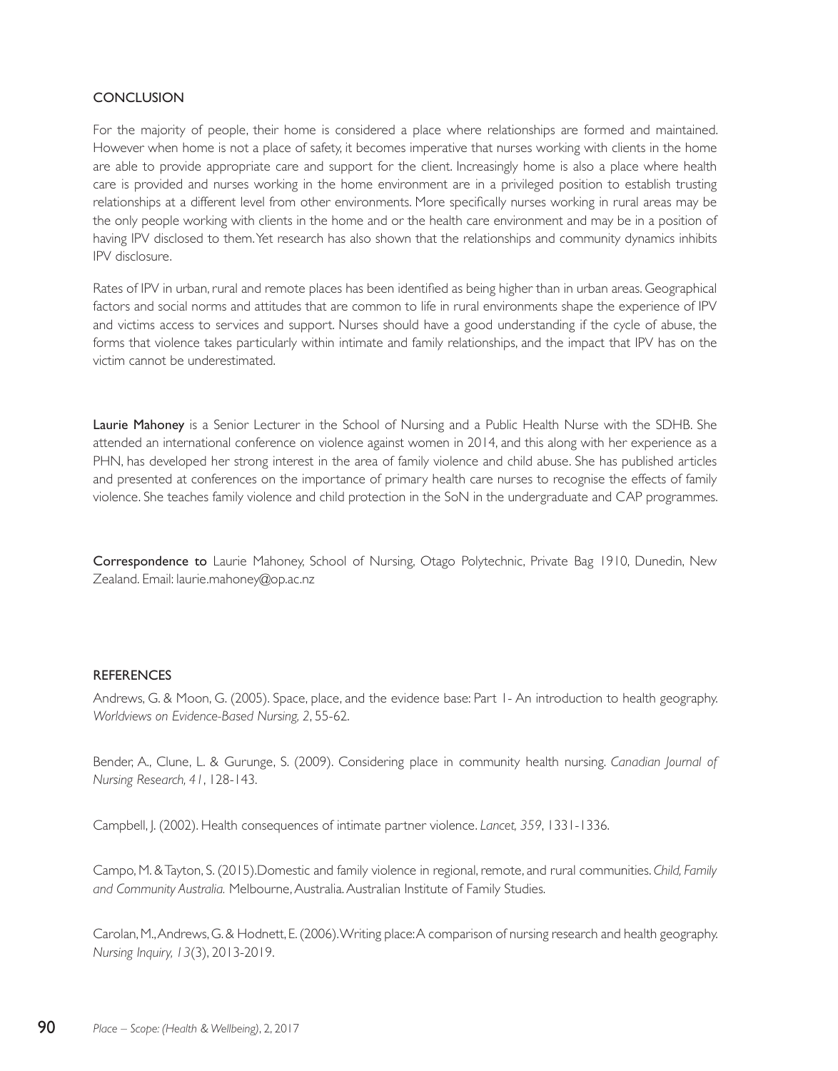## CONCLUSION

For the majority of people, their home is considered a place where relationships are formed and maintained. However when home is not a place of safety, it becomes imperative that nurses working with clients in the home are able to provide appropriate care and support for the client. Increasingly home is also a place where health care is provided and nurses working in the home environment are in a privileged position to establish trusting relationships at a different level from other environments. More specifically nurses working in rural areas may be the only people working with clients in the home and or the health care environment and may be in a position of having IPV disclosed to them. Yet research has also shown that the relationships and community dynamics inhibits IPV disclosure.

Rates of IPV in urban, rural and remote places has been identified as being higher than in urban areas. Geographical factors and social norms and attitudes that are common to life in rural environments shape the experience of IPV and victims access to services and support. Nurses should have a good understanding if the cycle of abuse, the forms that violence takes particularly within intimate and family relationships, and the impact that IPV has on the victim cannot be underestimated.

**Laurie Mahoney** is a Senior Lecturer in the School of Nursing and a Public Health Nurse with the SDHB. She attended an international conference on violence against women in 2014, and this along with her experience as a PHN, has developed her strong interest in the area of family violence and child abuse. She has published articles and presented at conferences on the importance of primary health care nurses to recognise the effects of family violence. She teaches family violence and child protection in the SoN in the undergraduate and CAP programmes.

**Correspondence to** Laurie Mahoney, School of Nursing, Otago Polytechnic, Private Bag 1910, Dunedin, New Zealand. Email: laurie.mahoney@op.ac.nz

## REFERENCES

Andrews, G. & Moon, G. (2005). Space, place, and the evidence base: Part 1- An introduction to health geography. *Worldviews on Evidence-Based Nursing, 2*, 55-62.

Bender, A., Clune, L. & Gurunge, S. (2009). Considering place in community health nursing. *Canadian Journal of Nursing Research, 41*, 128-143.

Campbell, J. (2002). Health consequences of intimate partner violence. *Lancet, 359*, 1331-1336.

Campo, M. & Tayton, S. (2015).Domestic and family violence in regional, remote, and rural communities. *Child, Family and Community Australia.* Melbourne, Australia. Australian Institute of Family Studies.

Carolan, M., Andrews, G. & Hodnett, E. (2006). Writing place: A comparison of nursing research and health geography. *Nursing Inquiry, 13*(3), 2013-2019.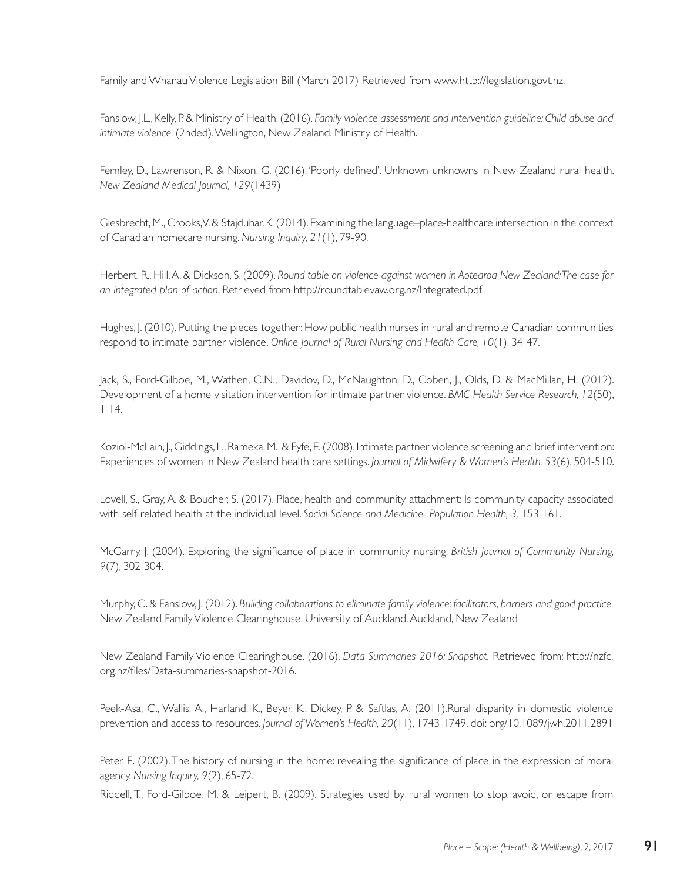Family and Whanau Violence Legislation Bill (March 2017) Retrieved from www.http://legislation.govt.nz.

Fanslow, J.L., Kelly, P. & Ministry of Health. (2016). *Family violence assessment and intervention guideline: Child abuse and intimate violence.* (2nded). Wellington, New Zealand. Ministry of Health.

Fernley, D., Lawrenson, R. & Nixon, G. (2016). 'Poorly defined'. Unknown unknowns in New Zealand rural health. *New Zealand Medical Journal, 129*(1439)

Giesbrecht, M., Crooks, V. & Stajduhar. K. (2014). Examining the language–place-healthcare intersection in the context of Canadian homecare nursing. *Nursing Inquiry, 21*(1), 79-90.

Herbert, R., Hill, A. & Dickson, S. (2009). *Round table on violence against women in Aotearoa New Zealand: The case for an integrated plan of action*. Retrieved from http://roundtablevaw.org.nz/Integrated.pdf

Hughes, J. (2010). Putting the pieces together: How public health nurses in rural and remote Canadian communities respond to intimate partner violence. *Online Journal of Rural Nursing and Health Care, 10*(1), 34-47.

Jack, S., Ford-Gilboe, M., Wathen, C.N., Davidov, D., McNaughton, D., Coben, J., Olds, D. & MacMillan, H. (2012). Development of a home visitation intervention for intimate partner violence. *BMC Health Service Research, 12*(50), 1-14.

Koziol-McLain, J., Giddings, L., Rameka, M. & Fyfe, E. (2008). Intimate partner violence screening and brief intervention: Experiences of women in New Zealand health care settings. *Journal of Midwifery & Women's Health, 53*(6), 504-510.

Lovell, S., Gray, A. & Boucher, S. (2017). Place, health and community attachment: Is community capacity associated with self-related health at the individual level. *Social Science and Medicine- Population Health, 3,* 153-161.

McGarry, J. (2004). Exploring the significance of place in community nursing. *British Journal of Community Nursing, 9*(7), 302-304.

Murphy, C. & Fanslow, J. (2012). *Building collaborations to eliminate family violence: facilitators, barriers and good practice.* New Zealand Family Violence Clearinghouse. University of Auckland. Auckland, New Zealand

New Zealand Family Violence Clearinghouse. (2016). *Data Summaries 2016: Snapshot.* Retrieved from: http://nzfc.org.nz/files/Data-summaries-snapshot-2016.

Peek-Asa, C., Wallis, A., Harland, K., Beyer, K., Dickey, P. & Saftlas, A. (2011).Rural disparity in domestic violence prevention and access to resources. *Journal of Women's Health, 20*(11), 1743-1749. doi: org/10.1089/jwh.2011.2891

Peter, E. (2002). The history of nursing in the home: revealing the significance of place in the expression of moral agency. *Nursing Inquiry, 9*(2), 65-72.

Riddell, T., Ford-Gilboe, M. & Leipert, B. (2009). Strategies used by rural women to stop, avoid, or escape from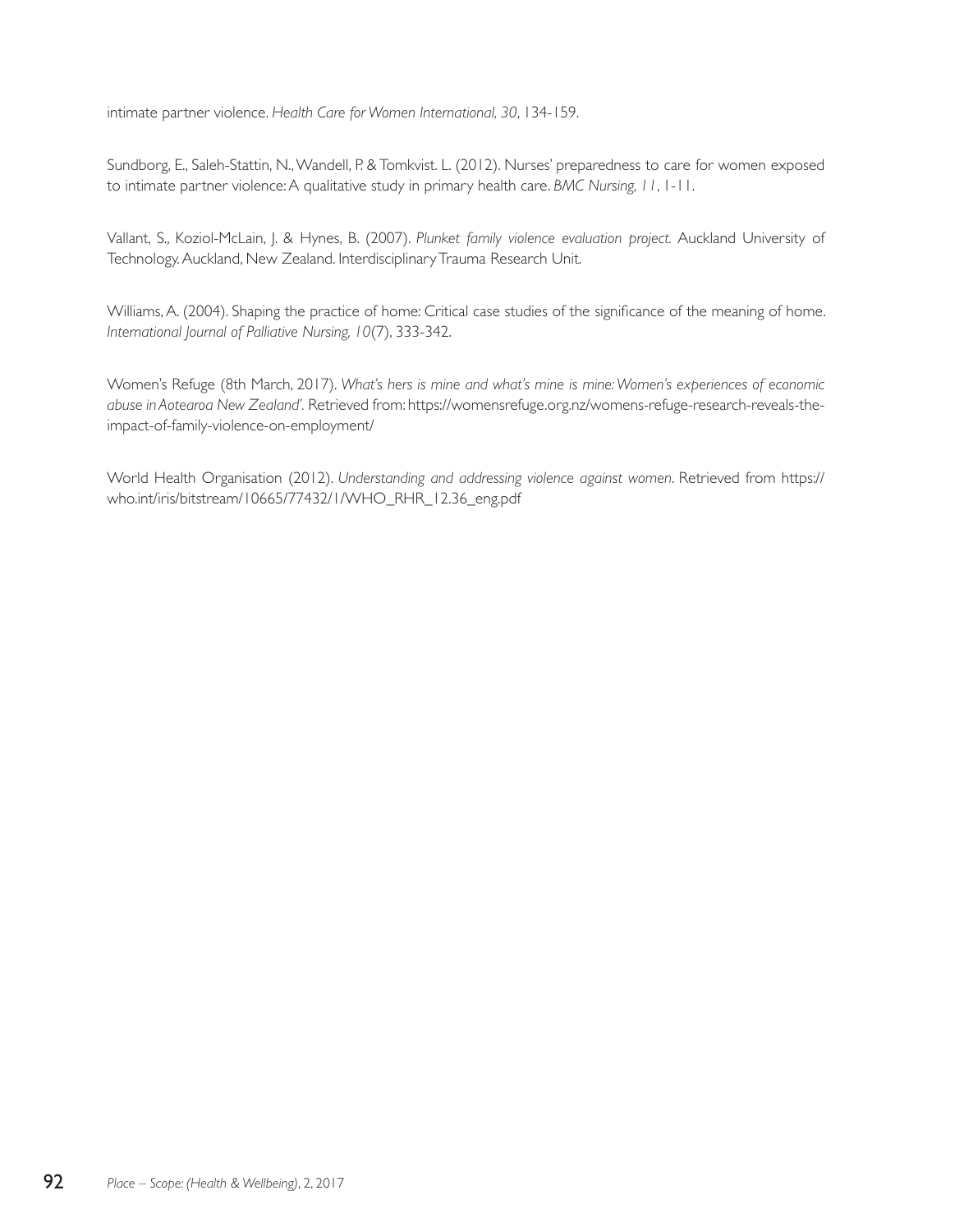intimate partner violence. *Health Care for Women International, 30*, 134-159.

Sundborg, E., Saleh-Stattin, N., Wandell, P. & Tomkvist. L. (2012). Nurses' preparedness to care for women exposed to intimate partner violence: A qualitative study in primary health care. *BMC Nursing, 11*, 1-11.

Vallant, S., Koziol-McLain, J. & Hynes, B. (2007). *Plunket family violence evaluation project.* Auckland University of Technology. Auckland, New Zealand. Interdisciplinary Trauma Research Unit.

Williams, A. (2004). Shaping the practice of home: Critical case studies of the significance of the meaning of home. *International Journal of Palliative Nursing, 10*(7), 333-342.

Women's Refuge (8th March, 2017). *What's hers is mine and what's mine is mine: Women's experiences of economic abuse in Aotearoa New Zealand'.* Retrieved from: https://womensrefuge.org.nz/womens-refuge-research-reveals-the-impact-of-family-violence-on-employment/

World Health Organisation (2012). *Understanding and addressing violence against women*. Retrieved from https://who.int/iris/bitstream/10665/77432/1/WHO_RHR_12.36_eng.pdf